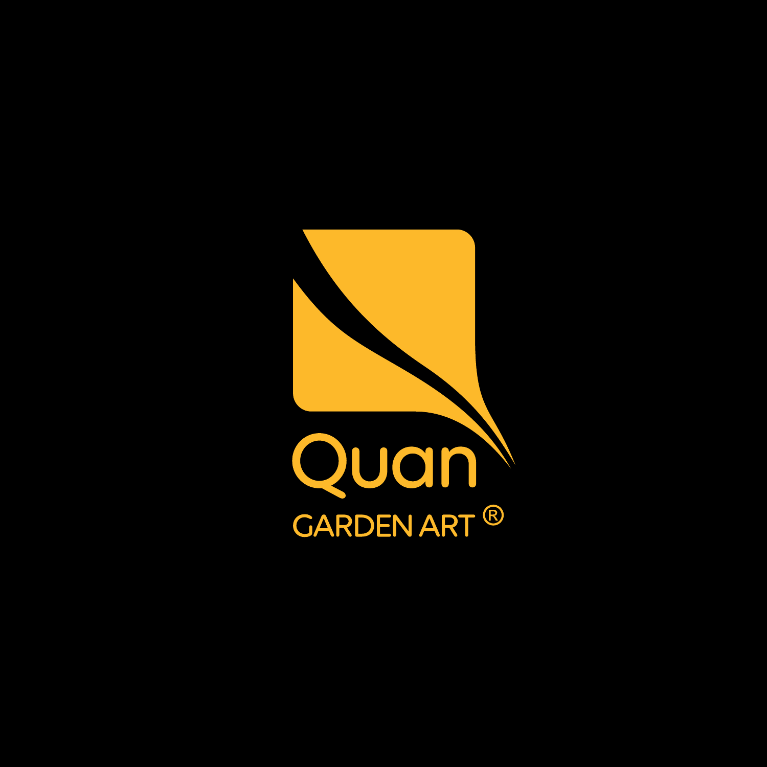# Quan

GARDEN ART ®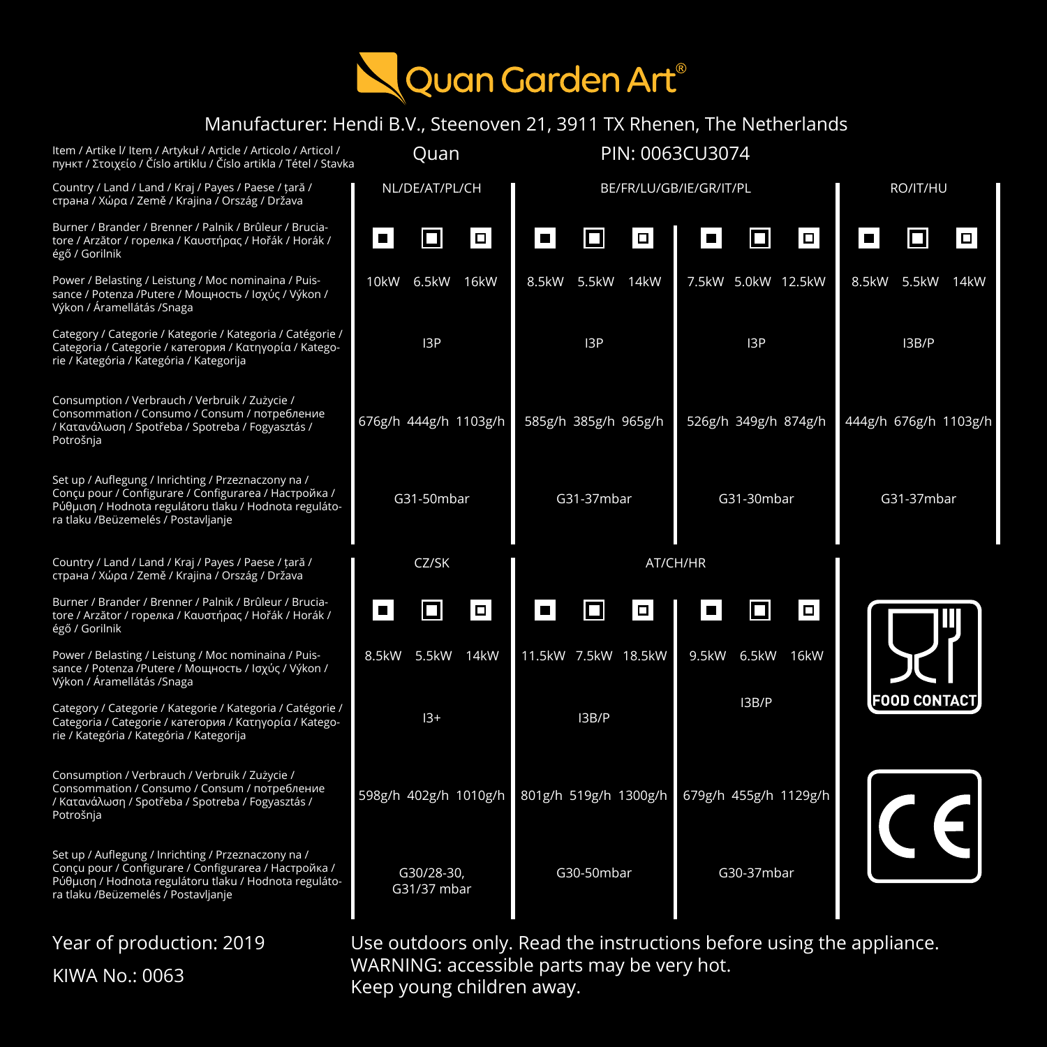# Quan Garden Art®

Manufacturer: Hendi B.V., Steenoven 21, 3911 TX Rhenen, The Netherlands

| Item / Artike l/ Item / Artykuł / Article / Articolo / Articol / пункт / Στοιχείο / Číslo artiklu / Číslo artikla / Tétel / Stavka | Quan | | | PIN: 0063CU3074 | | | | | | | | |
|---|---|---|---|---|---|---|---|---|---|---|---|---|
| Country / Land / Land / Kraj / Payes / Paese / țară / страна / Χώρα / Země / Krajina / Ország / Država | NL/DE/AT/PL/CH | | | BE/FR/LU/GB/IE/GR/IT/PL | | | | | | RO/IT/HU | | |
| Burner / Brander / Brenner / Palnik / Brûleur / Bruciatore / Arzător / горелка / Καυστήρας / Hořák / Horák / égő / Gorilnik | ■ | ▣ | ◘ | ■ | ▣ | ◘ | ■ | ▣ | ◘ | ■ | ▣ | ◘ |
| Power / Belasting / Leistung / Moc nominaina / Puissance / Potenza /Putere / Мощность / Ισχύς / Výkon / Výkon / Áramellátás /Snaga | 10kW | 6.5kW | 16kW | 8.5kW | 5.5kW | 14kW | 7.5kW | 5.0kW | 12.5kW | 8.5kW | 5.5kW | 14kW |
| Category / Categorie / Kategorie / Kategoria / Catégorie / Categoria / Categorie / категория / Κατηγορία / Kategorie / Kategória / Kategória / Kategorija | I3P | | | I3P | | | I3P | | | I3B/P | | |
| Consumption / Verbrauch / Verbruik / Zużycie / Consommation / Consumo / Consum / потребление / Κατανάλωση / Spotřeba / Spotreba / Fogyasztás / Potrošnja | 676g/h | 444g/h | 1103g/h | 585g/h | 385g/h | 965g/h | 526g/h | 349g/h | 874g/h | 444g/h | 676g/h | 1103g/h |
| Set up / Auflegung / Inrichting / Przeznaczony na / Conçu pour / Configurare / Configurarea / Настройка / Ρύθμιση / Hodnota regulátoru tlaku / Hodnota regulátora tlaku /Beüzemelés / Postavljanje | G31-50mbar | | | G31-37mbar | | | G31-30mbar | | | G31-37mbar | | |

| Country / Land / Land / Kraj / Payes / Paese / țară / страна / Χώρα / Země / Krajina / Ország / Država | CZ/SK | | | AT/CH/HR | | | | | |
|---|---|---|---|---|---|---|---|---|---|
| Burner / Brander / Brenner / Palnik / Brûleur / Bruciatore / Arzător / горелка / Καυστήρας / Hořák / Horák / égő / Gorilnik | ■ | ▣ | ◘ | ■ | ▣ | ◘ | ■ | ▣ | ◘ |
| Power / Belasting / Leistung / Moc nominaina / Puissance / Potenza /Putere / Мощность / Ισχύς / Výkon / Výkon / Áramellátás /Snaga | 8.5kW | 5.5kW | 14kW | 11.5kW | 7.5kW | 18.5kW | 9.5kW | 6.5kW | 16kW |
| Category / Categorie / Kategorie / Kategoria / Catégorie / Categoria / Categorie / категория / Κατηγορία / Kategorie / Kategória / Kategória / Kategorija | I3+ | | | I3B/P | | | I3B/P | | |
| Consumption / Verbrauch / Verbruik / Zużycie / Consommation / Consumo / Consum / потребление / Κατανάλωση / Spotřeba / Spotreba / Fogyasztás / Potrošnja | 598g/h | 402g/h | 1010g/h | 801g/h | 519g/h | 1300g/h | 679g/h | 455g/h | 1129g/h |
| Set up / Auflegung / Inrichting / Przeznaczony na / Conçu pour / Configurare / Configurarea / Настройка / Ρύθμιση / Hodnota regulátoru tlaku / Hodnota regulátora tlaku /Beüzemelés / Postavljanje | G30/28-30, G31/37 mbar | | | G30-50mbar | | | G30-37mbar | | |

FOOD CONTACT

CE

Year of production: 2019

KIWA No.: 0063

Use outdoors only. Read the instructions before using the appliance.
WARNING: accessible parts may be very hot.
Keep young children away.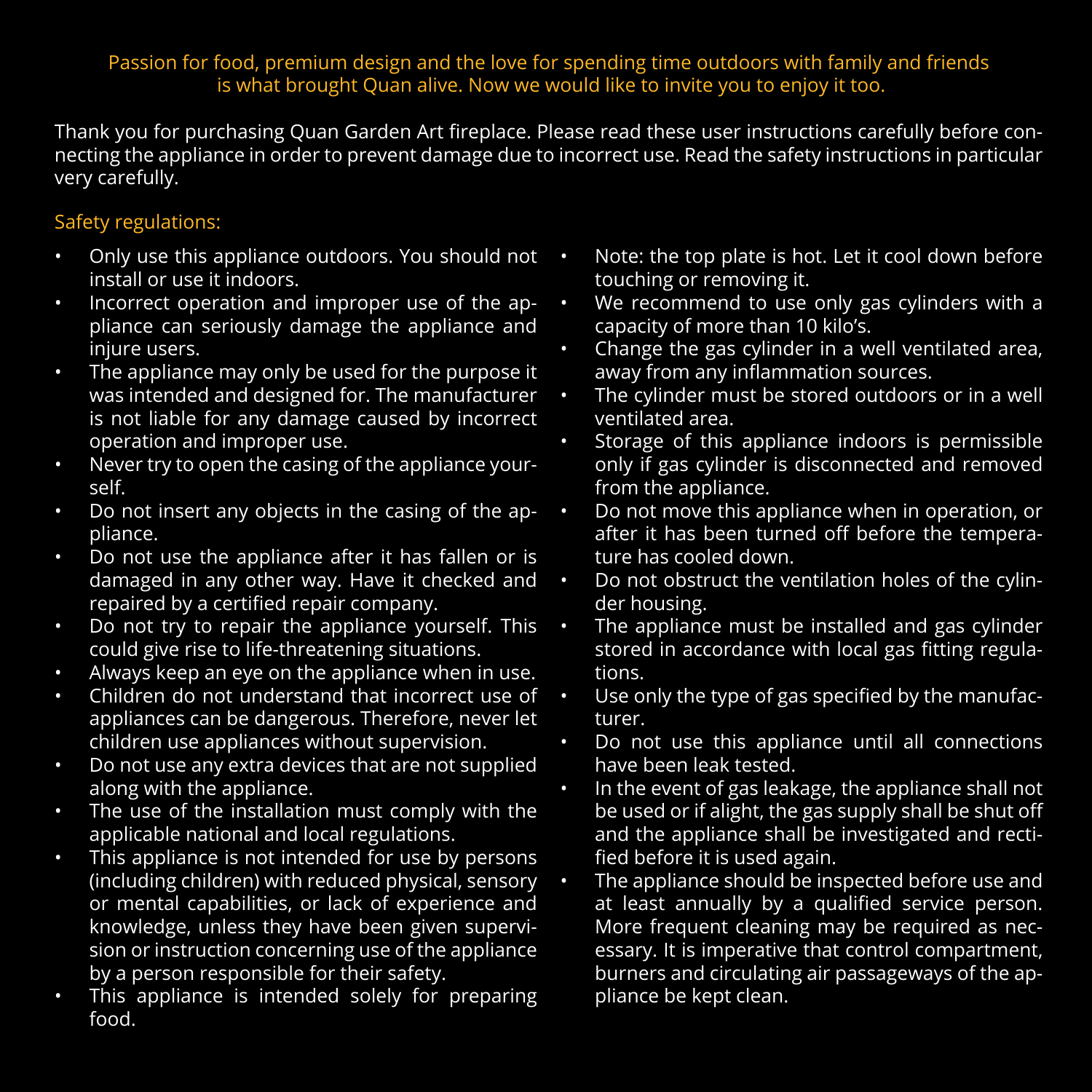Passion for food, premium design and the love for spending time outdoors with family and friends is what brought Quan alive. Now we would like to invite you to enjoy it too.

Thank you for purchasing Quan Garden Art fireplace. Please read these user instructions carefully before connecting the appliance in order to prevent damage due to incorrect use. Read the safety instructions in particular very carefully.

## Safety regulations:

- Only use this appliance outdoors. You should not install or use it indoors.
- Incorrect operation and improper use of the appliance can seriously damage the appliance and injure users.
- The appliance may only be used for the purpose it was intended and designed for. The manufacturer is not liable for any damage caused by incorrect operation and improper use.
- Never try to open the casing of the appliance yourself.
- Do not insert any objects in the casing of the appliance.
- Do not use the appliance after it has fallen or is damaged in any other way. Have it checked and repaired by a certified repair company.
- Do not try to repair the appliance yourself. This could give rise to life-threatening situations.
- Always keep an eye on the appliance when in use.
- Children do not understand that incorrect use of appliances can be dangerous. Therefore, never let children use appliances without supervision.
- Do not use any extra devices that are not supplied along with the appliance.
- The use of the installation must comply with the applicable national and local regulations.
- This appliance is not intended for use by persons (including children) with reduced physical, sensory or mental capabilities, or lack of experience and knowledge, unless they have been given supervision or instruction concerning use of the appliance by a person responsible for their safety.
- This appliance is intended solely for preparing food.
- Note: the top plate is hot. Let it cool down before touching or removing it.
- We recommend to use only gas cylinders with a capacity of more than 10 kilo's.
- Change the gas cylinder in a well ventilated area, away from any inflammation sources.
- The cylinder must be stored outdoors or in a well ventilated area.
- Storage of this appliance indoors is permissible only if gas cylinder is disconnected and removed from the appliance.
- Do not move this appliance when in operation, or after it has been turned off before the temperature has cooled down.
- Do not obstruct the ventilation holes of the cylinder housing.
- The appliance must be installed and gas cylinder stored in accordance with local gas fitting regulations.
- Use only the type of gas specified by the manufacturer.
- Do not use this appliance until all connections have been leak tested.
- In the event of gas leakage, the appliance shall not be used or if alight, the gas supply shall be shut off and the appliance shall be investigated and rectified before it is used again.
- The appliance should be inspected before use and at least annually by a qualified service person. More frequent cleaning may be required as necessary. It is imperative that control compartment, burners and circulating air passageways of the appliance be kept clean.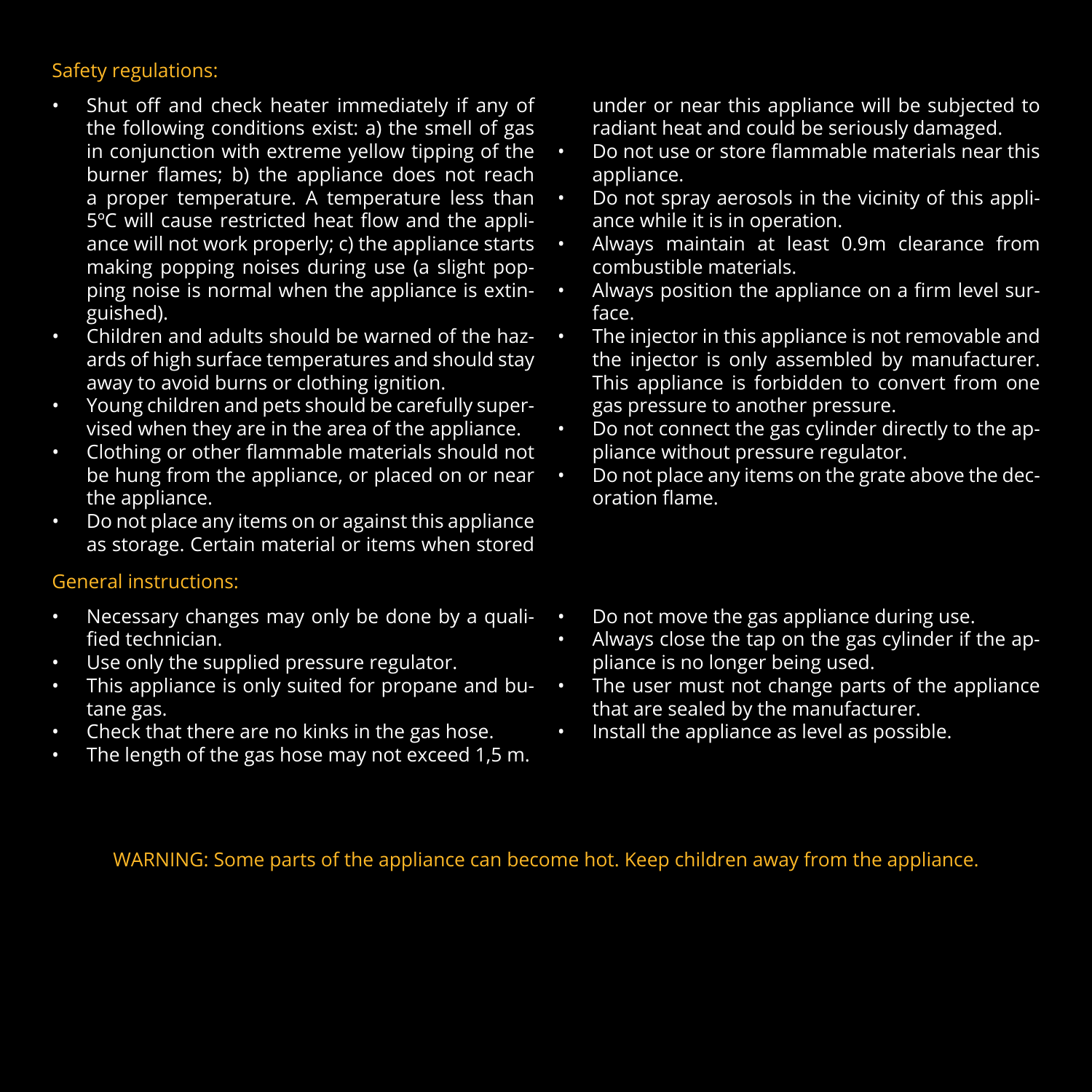## Safety regulations:

- Shut off and check heater immediately if any of the following conditions exist: a) the smell of gas in conjunction with extreme yellow tipping of the burner flames; b) the appliance does not reach a proper temperature. A temperature less than 5ºC will cause restricted heat flow and the appliance will not work properly; c) the appliance starts making popping noises during use (a slight popping noise is normal when the appliance is extinguished).
- Children and adults should be warned of the hazards of high surface temperatures and should stay away to avoid burns or clothing ignition.
- Young children and pets should be carefully supervised when they are in the area of the appliance.
- Clothing or other flammable materials should not be hung from the appliance, or placed on or near the appliance.
- Do not place any items on or against this appliance as storage. Certain material or items when stored under or near this appliance will be subjected to radiant heat and could be seriously damaged.
- Do not use or store flammable materials near this appliance.
- Do not spray aerosols in the vicinity of this appliance while it is in operation.
- Always maintain at least 0.9m clearance from combustible materials.
- Always position the appliance on a firm level surface.
- The injector in this appliance is not removable and the injector is only assembled by manufacturer. This appliance is forbidden to convert from one gas pressure to another pressure.
- Do not connect the gas cylinder directly to the appliance without pressure regulator.
- Do not place any items on the grate above the decoration flame.

## General instructions:

- Necessary changes may only be done by a qualified technician.
- Use only the supplied pressure regulator.
- This appliance is only suited for propane and butane gas.
- Check that there are no kinks in the gas hose.
- The length of the gas hose may not exceed 1,5 m.
- Do not move the gas appliance during use.
- Always close the tap on the gas cylinder if the appliance is no longer being used.
- The user must not change parts of the appliance that are sealed by the manufacturer.
- Install the appliance as level as possible.

WARNING: Some parts of the appliance can become hot. Keep children away from the appliance.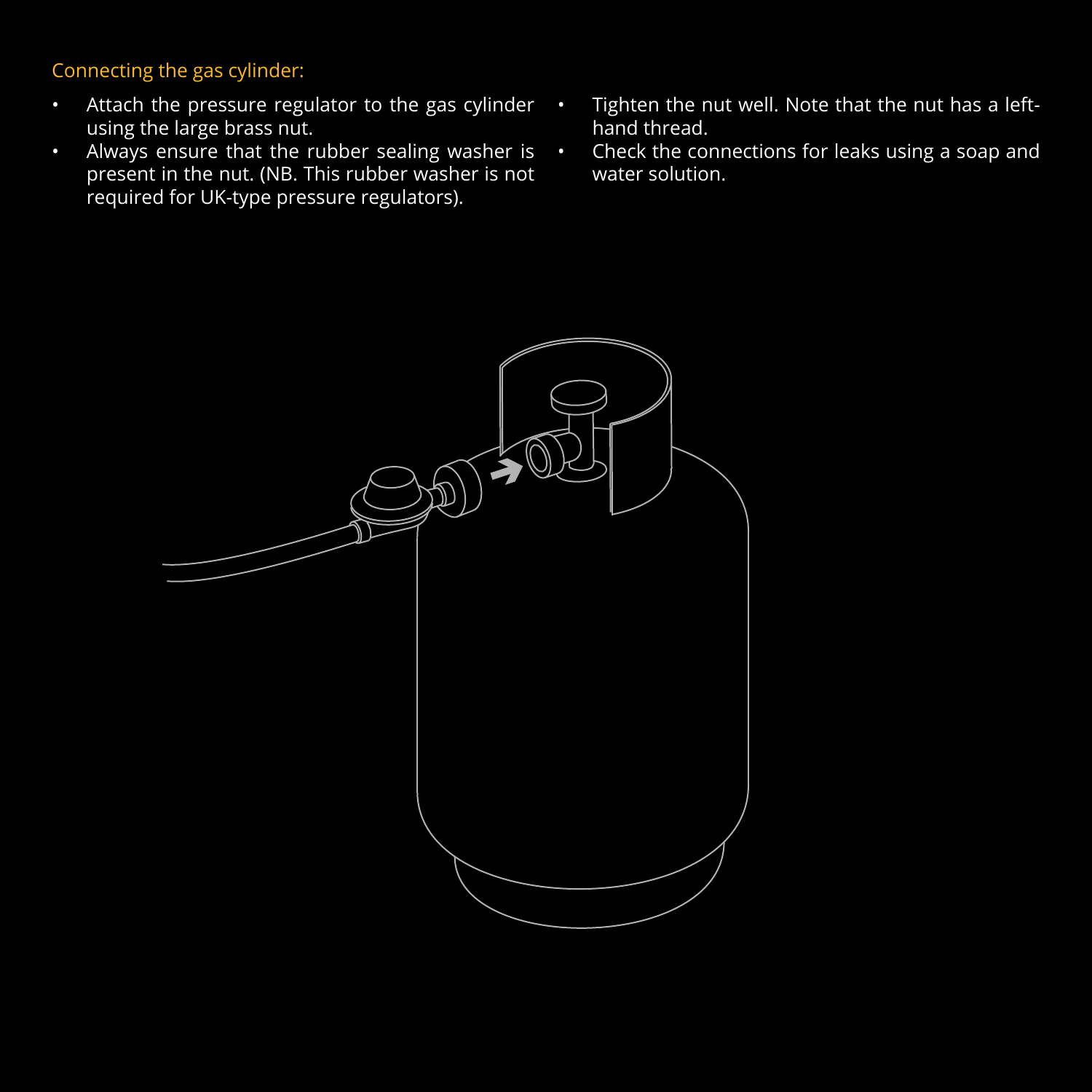## Connecting the gas cylinder:

- Attach the pressure regulator to the gas cylinder using the large brass nut.
- Always ensure that the rubber sealing washer is present in the nut. (NB. This rubber washer is not required for UK-type pressure regulators).
- Tighten the nut well. Note that the nut has a left-hand thread.
- Check the connections for leaks using a soap and water solution.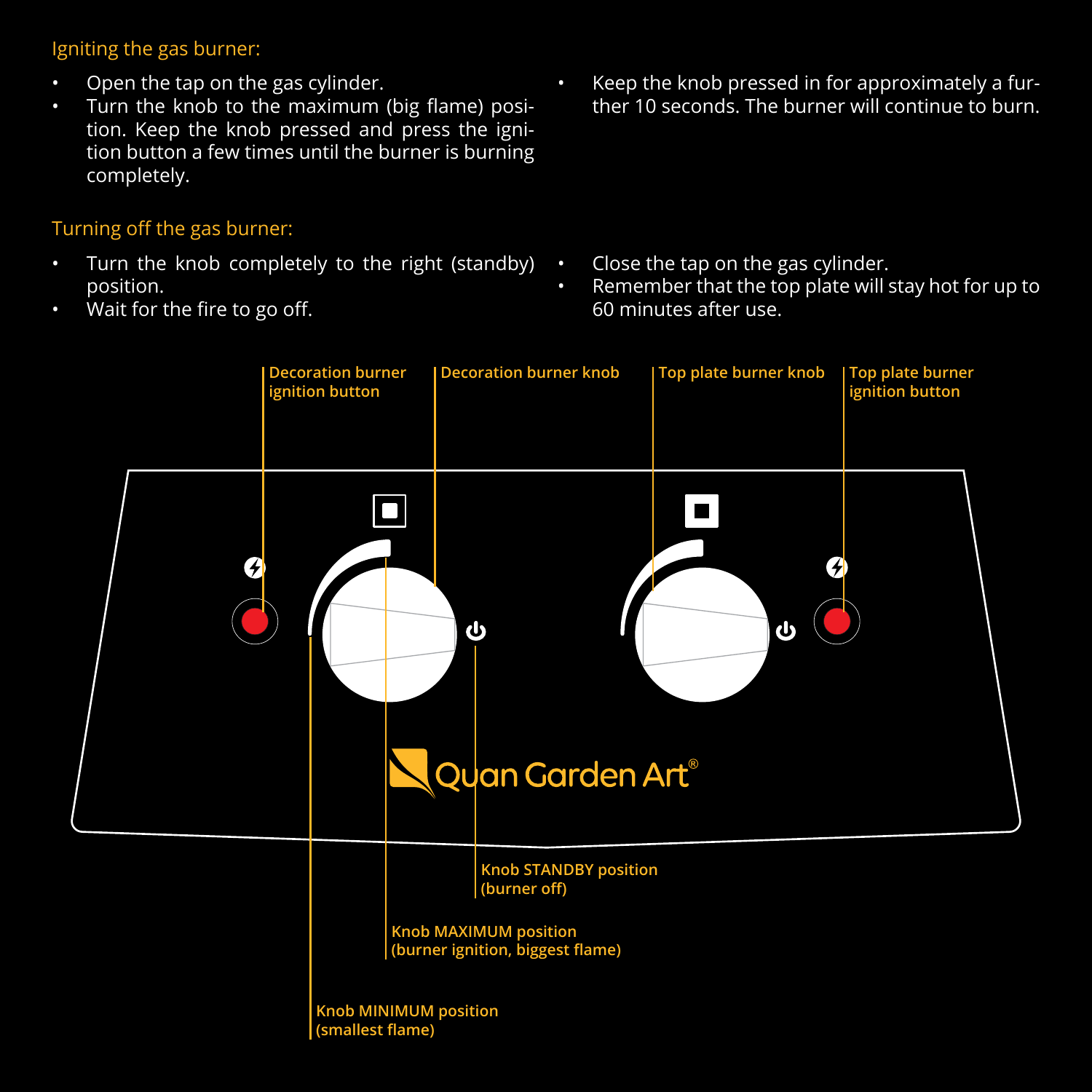## Igniting the gas burner:

- Open the tap on the gas cylinder.
- Turn the knob to the maximum (big flame) position. Keep the knob pressed and press the ignition button a few times until the burner is burning completely.
- Keep the knob pressed in for approximately a further 10 seconds. The burner will continue to burn.

## Turning off the gas burner:

- Turn the knob completely to the right (standby) position.
- Wait for the fire to go off.
- Close the tap on the gas cylinder.
- Remember that the top plate will stay hot for up to 60 minutes after use.

**Decoration burner ignition button**

**Decoration burner knob**

**Top plate burner knob**

**Top plate burner ignition button**

Quan Garden Art®

**Knob STANDBY position (burner off)**

**Knob MAXIMUM position (burner ignition, biggest flame)**

**Knob MINIMUM position (smallest flame)**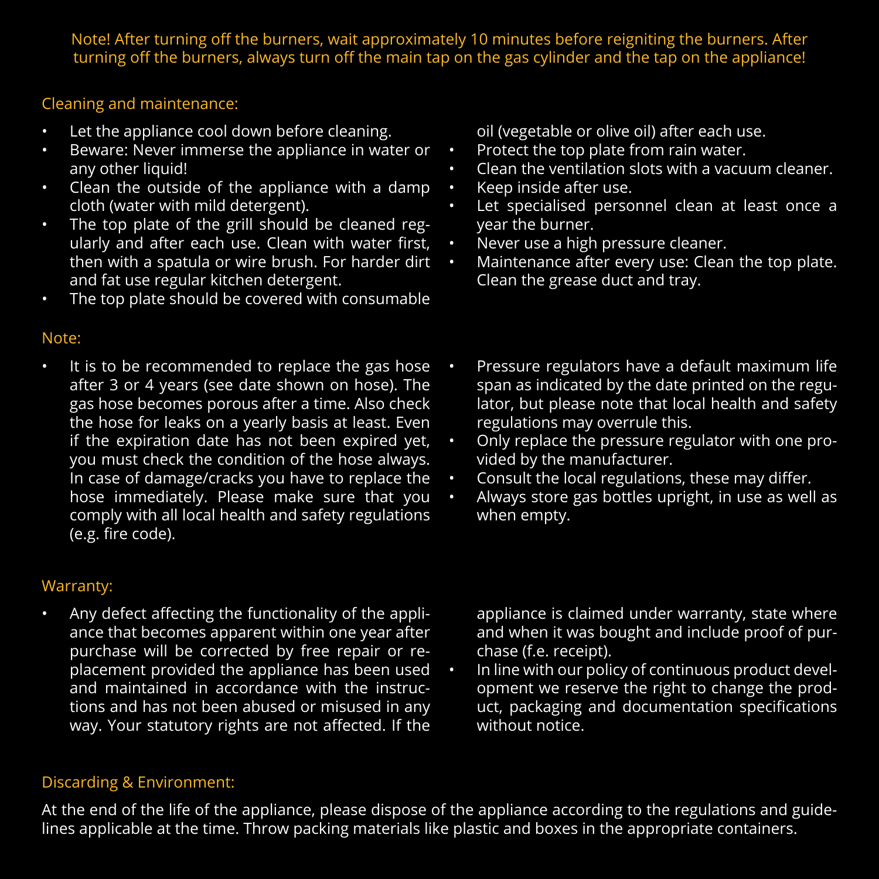Note! After turning off the burners, wait approximately 10 minutes before reigniting the burners. After turning off the burners, always turn off the main tap on the gas cylinder and the tap on the appliance!

## Cleaning and maintenance:

- Let the appliance cool down before cleaning.
- Beware: Never immerse the appliance in water or any other liquid!
- Clean the outside of the appliance with a damp cloth (water with mild detergent).
- The top plate of the grill should be cleaned regularly and after each use. Clean with water first, then with a spatula or wire brush. For harder dirt and fat use regular kitchen detergent.
- The top plate should be covered with consumable oil (vegetable or olive oil) after each use.
- Protect the top plate from rain water.
- Clean the ventilation slots with a vacuum cleaner.
- Keep inside after use.
- Let specialised personnel clean at least once a year the burner.
- Never use a high pressure cleaner.
- Maintenance after every use: Clean the top plate. Clean the grease duct and tray.

## Note:

- It is to be recommended to replace the gas hose after 3 or 4 years (see date shown on hose). The gas hose becomes porous after a time. Also check the hose for leaks on a yearly basis at least. Even if the expiration date has not been expired yet, you must check the condition of the hose always. In case of damage/cracks you have to replace the hose immediately. Please make sure that you comply with all local health and safety regulations (e.g. fire code).
- Pressure regulators have a default maximum life span as indicated by the date printed on the regulator, but please note that local health and safety regulations may overrule this.
- Only replace the pressure regulator with one provided by the manufacturer.
- Consult the local regulations, these may differ.
- Always store gas bottles upright, in use as well as when empty.

## Warranty:

- Any defect affecting the functionality of the appliance that becomes apparent within one year after purchase will be corrected by free repair or replacement provided the appliance has been used and maintained in accordance with the instructions and has not been abused or misused in any way. Your statutory rights are not affected. If the appliance is claimed under warranty, state where and when it was bought and include proof of purchase (f.e. receipt).
- In line with our policy of continuous product development we reserve the right to change the product, packaging and documentation specifications without notice.

## Discarding & Environment:

At the end of the life of the appliance, please dispose of the appliance according to the regulations and guidelines applicable at the time. Throw packing materials like plastic and boxes in the appropriate containers.